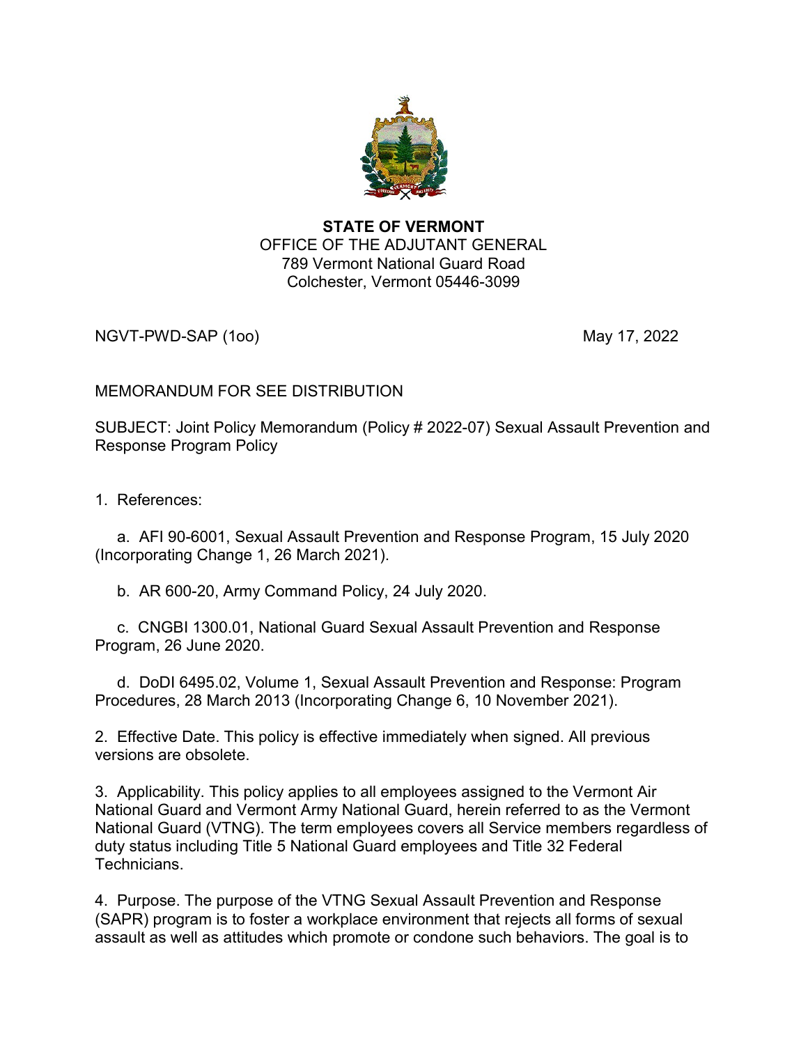**STATE OF VERMONT**
OFFICE OF THE ADJUTANT GENERAL
789 Vermont National Guard Road
Colchester, Vermont 05446-3099

NGVT-PWD-SAP (1oo) May 17, 2022

MEMORANDUM FOR SEE DISTRIBUTION

SUBJECT: Joint Policy Memorandum (Policy # 2022-07) Sexual Assault Prevention and Response Program Policy

1. References:

   a. AFI 90-6001, Sexual Assault Prevention and Response Program, 15 July 2020 (Incorporating Change 1, 26 March 2021).

   b. AR 600-20, Army Command Policy, 24 July 2020.

   c. CNGBI 1300.01, National Guard Sexual Assault Prevention and Response Program, 26 June 2020.

   d. DoDI 6495.02, Volume 1, Sexual Assault Prevention and Response: Program Procedures, 28 March 2013 (Incorporating Change 6, 10 November 2021).

2. Effective Date. This policy is effective immediately when signed. All previous versions are obsolete.

3. Applicability. This policy applies to all employees assigned to the Vermont Air National Guard and Vermont Army National Guard, herein referred to as the Vermont National Guard (VTNG). The term employees covers all Service members regardless of duty status including Title 5 National Guard employees and Title 32 Federal Technicians.

4. Purpose. The purpose of the VTNG Sexual Assault Prevention and Response (SAPR) program is to foster a workplace environment that rejects all forms of sexual assault as well as attitudes which promote or condone such behaviors. The goal is to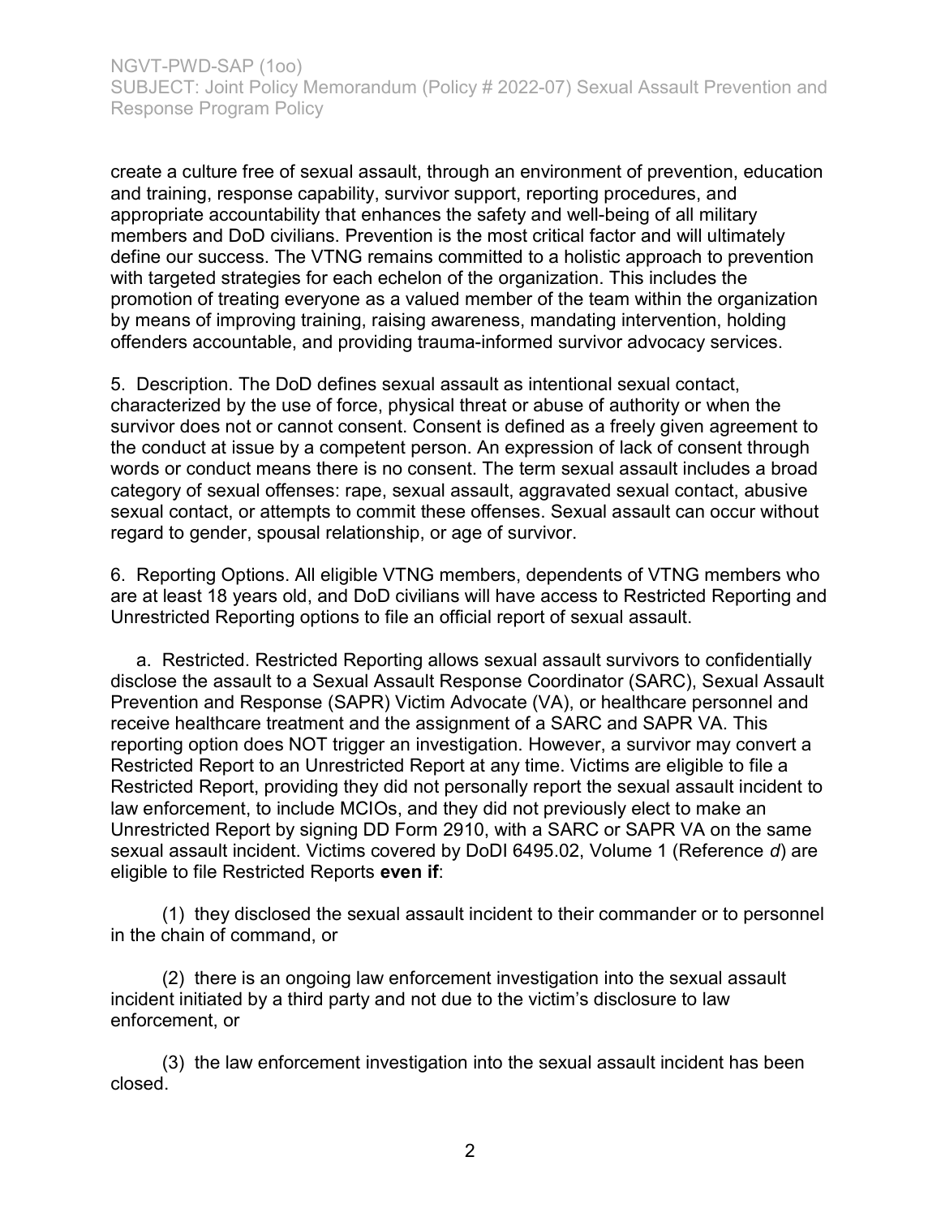create a culture free of sexual assault, through an environment of prevention, education and training, response capability, survivor support, reporting procedures, and appropriate accountability that enhances the safety and well-being of all military members and DoD civilians. Prevention is the most critical factor and will ultimately define our success. The VTNG remains committed to a holistic approach to prevention with targeted strategies for each echelon of the organization. This includes the promotion of treating everyone as a valued member of the team within the organization by means of improving training, raising awareness, mandating intervention, holding offenders accountable, and providing trauma-informed survivor advocacy services.

5. Description. The DoD defines sexual assault as intentional sexual contact, characterized by the use of force, physical threat or abuse of authority or when the survivor does not or cannot consent. Consent is defined as a freely given agreement to the conduct at issue by a competent person. An expression of lack of consent through words or conduct means there is no consent. The term sexual assault includes a broad category of sexual offenses: rape, sexual assault, aggravated sexual contact, abusive sexual contact, or attempts to commit these offenses. Sexual assault can occur without regard to gender, spousal relationship, or age of survivor.

6. Reporting Options. All eligible VTNG members, dependents of VTNG members who are at least 18 years old, and DoD civilians will have access to Restricted Reporting and Unrestricted Reporting options to file an official report of sexual assault.

a. Restricted. Restricted Reporting allows sexual assault survivors to confidentially disclose the assault to a Sexual Assault Response Coordinator (SARC), Sexual Assault Prevention and Response (SAPR) Victim Advocate (VA), or healthcare personnel and receive healthcare treatment and the assignment of a SARC and SAPR VA. This reporting option does NOT trigger an investigation. However, a survivor may convert a Restricted Report to an Unrestricted Report at any time. Victims are eligible to file a Restricted Report, providing they did not personally report the sexual assault incident to law enforcement, to include MCIOs, and they did not previously elect to make an Unrestricted Report by signing DD Form 2910, with a SARC or SAPR VA on the same sexual assault incident. Victims covered by DoDI 6495.02, Volume 1 (Reference *d*) are eligible to file Restricted Reports **even if**:

(1) they disclosed the sexual assault incident to their commander or to personnel in the chain of command, or

(2) there is an ongoing law enforcement investigation into the sexual assault incident initiated by a third party and not due to the victim's disclosure to law enforcement, or

(3) the law enforcement investigation into the sexual assault incident has been closed.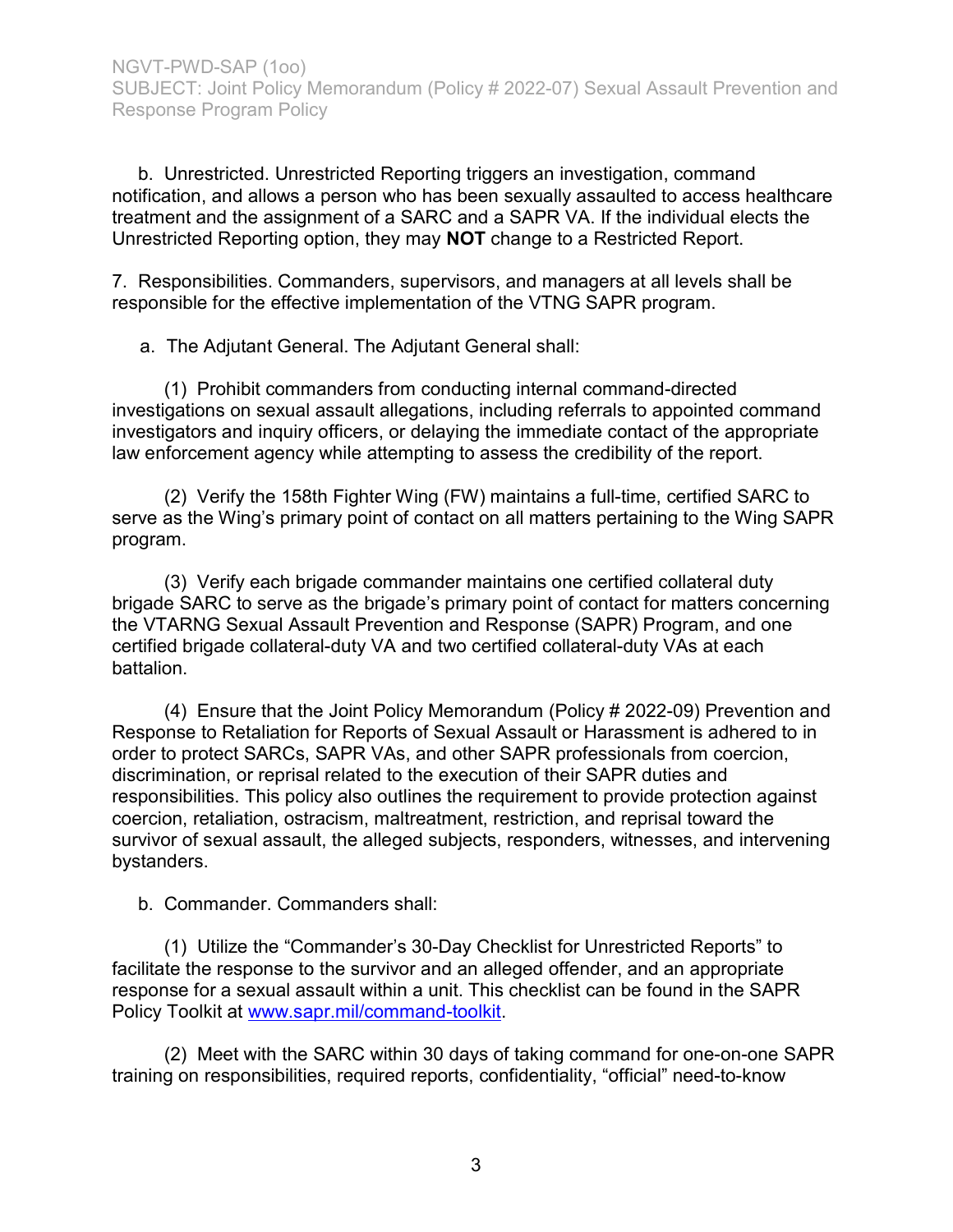b. Unrestricted. Unrestricted Reporting triggers an investigation, command notification, and allows a person who has been sexually assaulted to access healthcare treatment and the assignment of a SARC and a SAPR VA. If the individual elects the Unrestricted Reporting option, they may **NOT** change to a Restricted Report.

7. Responsibilities. Commanders, supervisors, and managers at all levels shall be responsible for the effective implementation of the VTNG SAPR program.

a. The Adjutant General. The Adjutant General shall:

(1) Prohibit commanders from conducting internal command-directed investigations on sexual assault allegations, including referrals to appointed command investigators and inquiry officers, or delaying the immediate contact of the appropriate law enforcement agency while attempting to assess the credibility of the report.

(2) Verify the 158th Fighter Wing (FW) maintains a full-time, certified SARC to serve as the Wing's primary point of contact on all matters pertaining to the Wing SAPR program.

(3) Verify each brigade commander maintains one certified collateral duty brigade SARC to serve as the brigade's primary point of contact for matters concerning the VTARNG Sexual Assault Prevention and Response (SAPR) Program, and one certified brigade collateral-duty VA and two certified collateral-duty VAs at each battalion.

(4) Ensure that the Joint Policy Memorandum (Policy # 2022-09) Prevention and Response to Retaliation for Reports of Sexual Assault or Harassment is adhered to in order to protect SARCs, SAPR VAs, and other SAPR professionals from coercion, discrimination, or reprisal related to the execution of their SAPR duties and responsibilities. This policy also outlines the requirement to provide protection against coercion, retaliation, ostracism, maltreatment, restriction, and reprisal toward the survivor of sexual assault, the alleged subjects, responders, witnesses, and intervening bystanders.

b. Commander. Commanders shall:

(1) Utilize the "Commander's 30-Day Checklist for Unrestricted Reports" to facilitate the response to the survivor and an alleged offender, and an appropriate response for a sexual assault within a unit. This checklist can be found in the SAPR Policy Toolkit at [www.sapr.mil/command-toolkit](www.sapr.mil/command-toolkit).

(2) Meet with the SARC within 30 days of taking command for one-on-one SAPR training on responsibilities, required reports, confidentiality, "official" need-to-know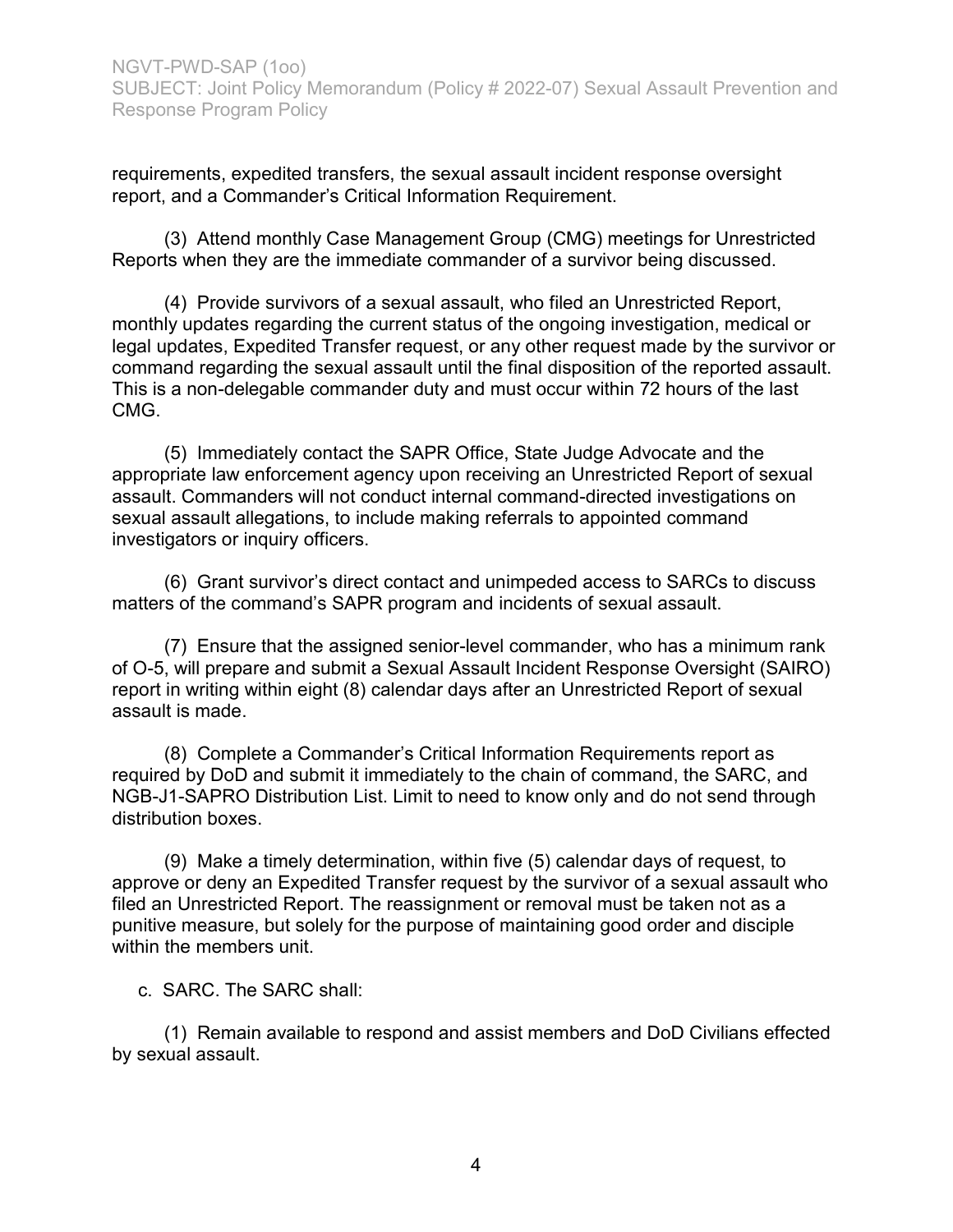requirements, expedited transfers, the sexual assault incident response oversight report, and a Commander's Critical Information Requirement.

(3) Attend monthly Case Management Group (CMG) meetings for Unrestricted Reports when they are the immediate commander of a survivor being discussed.

(4) Provide survivors of a sexual assault, who filed an Unrestricted Report, monthly updates regarding the current status of the ongoing investigation, medical or legal updates, Expedited Transfer request, or any other request made by the survivor or command regarding the sexual assault until the final disposition of the reported assault. This is a non-delegable commander duty and must occur within 72 hours of the last CMG.

(5) Immediately contact the SAPR Office, State Judge Advocate and the appropriate law enforcement agency upon receiving an Unrestricted Report of sexual assault. Commanders will not conduct internal command-directed investigations on sexual assault allegations, to include making referrals to appointed command investigators or inquiry officers.

(6) Grant survivor's direct contact and unimpeded access to SARCs to discuss matters of the command's SAPR program and incidents of sexual assault.

(7) Ensure that the assigned senior-level commander, who has a minimum rank of O-5, will prepare and submit a Sexual Assault Incident Response Oversight (SAIRO) report in writing within eight (8) calendar days after an Unrestricted Report of sexual assault is made.

(8) Complete a Commander's Critical Information Requirements report as required by DoD and submit it immediately to the chain of command, the SARC, and NGB-J1-SAPRO Distribution List. Limit to need to know only and do not send through distribution boxes.

(9) Make a timely determination, within five (5) calendar days of request, to approve or deny an Expedited Transfer request by the survivor of a sexual assault who filed an Unrestricted Report. The reassignment or removal must be taken not as a punitive measure, but solely for the purpose of maintaining good order and disciple within the members unit.

c. SARC. The SARC shall:

(1) Remain available to respond and assist members and DoD Civilians effected by sexual assault.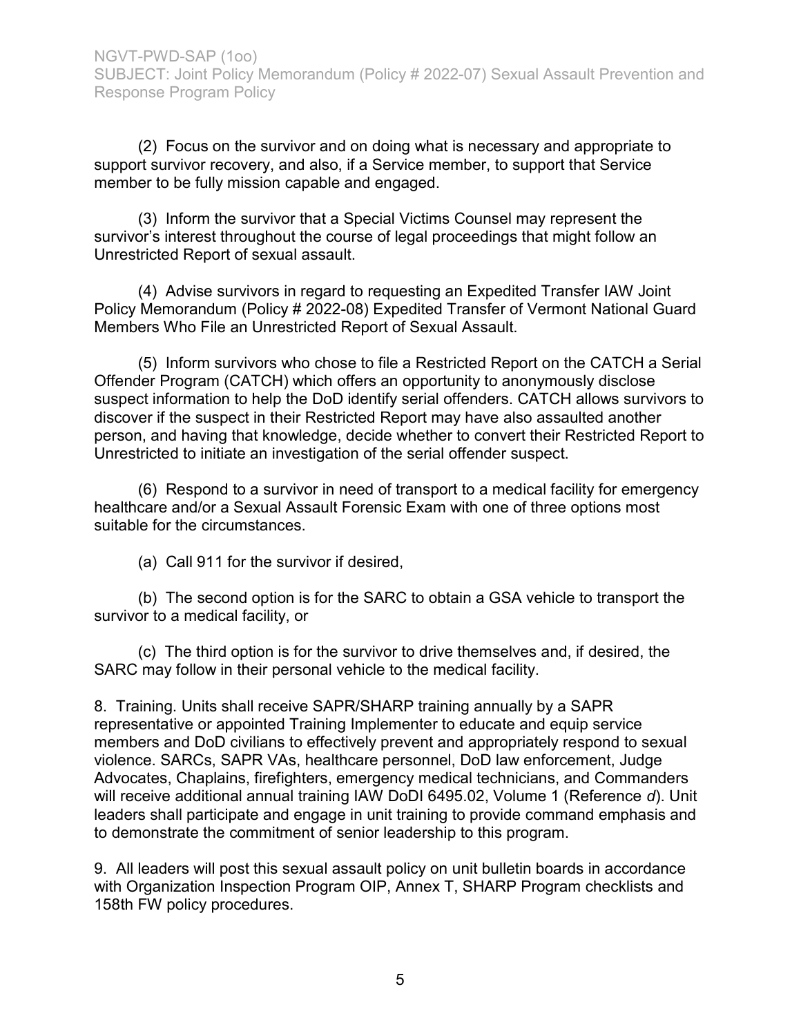(2) Focus on the survivor and on doing what is necessary and appropriate to support survivor recovery, and also, if a Service member, to support that Service member to be fully mission capable and engaged.

(3) Inform the survivor that a Special Victims Counsel may represent the survivor's interest throughout the course of legal proceedings that might follow an Unrestricted Report of sexual assault.

(4) Advise survivors in regard to requesting an Expedited Transfer IAW Joint Policy Memorandum (Policy # 2022-08) Expedited Transfer of Vermont National Guard Members Who File an Unrestricted Report of Sexual Assault.

(5) Inform survivors who chose to file a Restricted Report on the CATCH a Serial Offender Program (CATCH) which offers an opportunity to anonymously disclose suspect information to help the DoD identify serial offenders. CATCH allows survivors to discover if the suspect in their Restricted Report may have also assaulted another person, and having that knowledge, decide whether to convert their Restricted Report to Unrestricted to initiate an investigation of the serial offender suspect.

(6) Respond to a survivor in need of transport to a medical facility for emergency healthcare and/or a Sexual Assault Forensic Exam with one of three options most suitable for the circumstances.

(a) Call 911 for the survivor if desired,

(b) The second option is for the SARC to obtain a GSA vehicle to transport the survivor to a medical facility, or

(c) The third option is for the survivor to drive themselves and, if desired, the SARC may follow in their personal vehicle to the medical facility.

8. Training. Units shall receive SAPR/SHARP training annually by a SAPR representative or appointed Training Implementer to educate and equip service members and DoD civilians to effectively prevent and appropriately respond to sexual violence. SARCs, SAPR VAs, healthcare personnel, DoD law enforcement, Judge Advocates, Chaplains, firefighters, emergency medical technicians, and Commanders will receive additional annual training IAW DoDI 6495.02, Volume 1 (Reference *d*). Unit leaders shall participate and engage in unit training to provide command emphasis and to demonstrate the commitment of senior leadership to this program.

9. All leaders will post this sexual assault policy on unit bulletin boards in accordance with Organization Inspection Program OIP, Annex T, SHARP Program checklists and 158th FW policy procedures.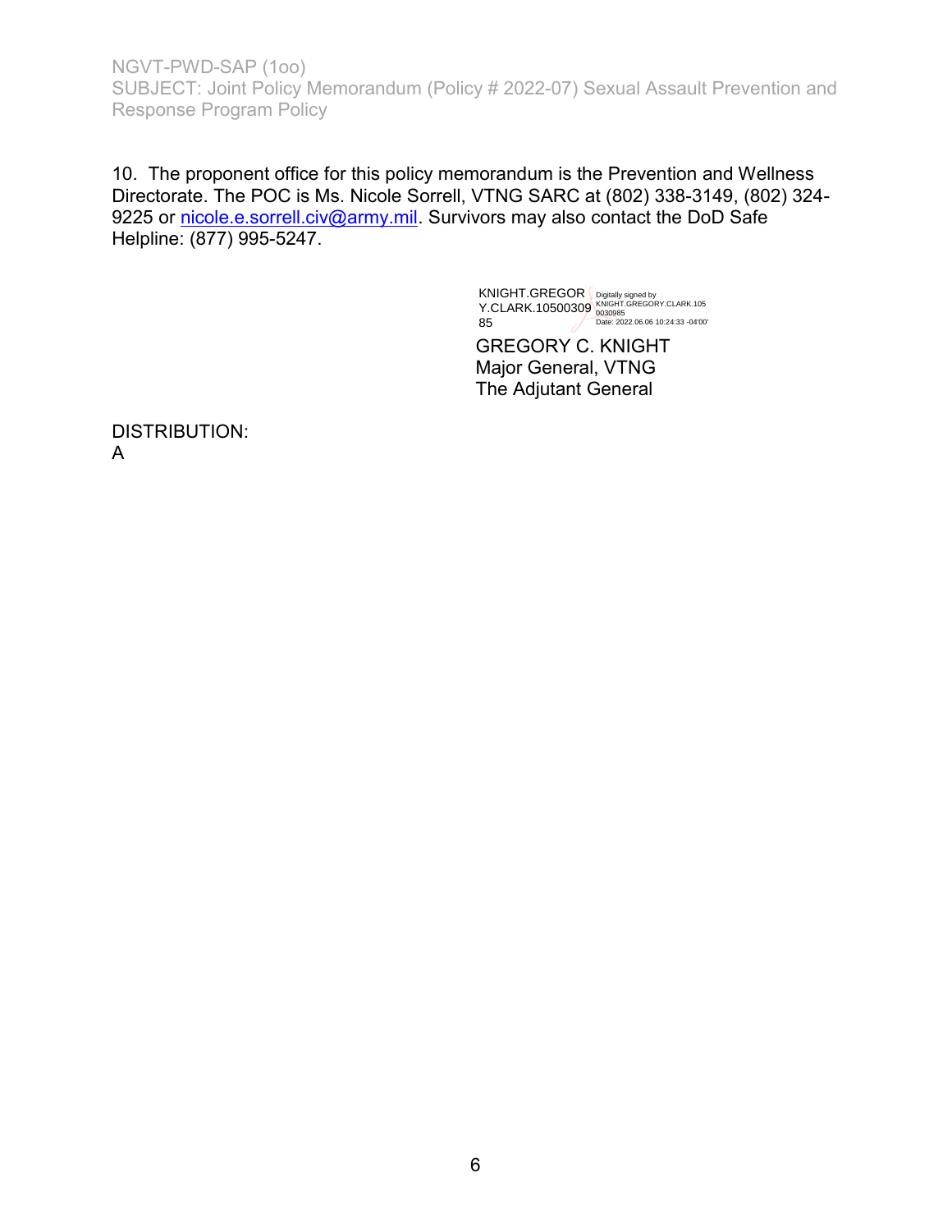10. The proponent office for this policy memorandum is the Prevention and Wellness Directorate. The POC is Ms. Nicole Sorrell, VTNG SARC at (802) 338-3149, (802) 324-9225 or nicole.e.sorrell.civ@army.mil. Survivors may also contact the DoD Safe Helpline: (877) 995-5247.

KNIGHT.GREGORY.CLARK.1050030985 Digitally signed by KNIGHT.GREGORY.CLARK.1050030985 Date: 2022.06.06 10:24:33 -04'00'

GREGORY C. KNIGHT
Major General, VTNG
The Adjutant General

DISTRIBUTION:
A